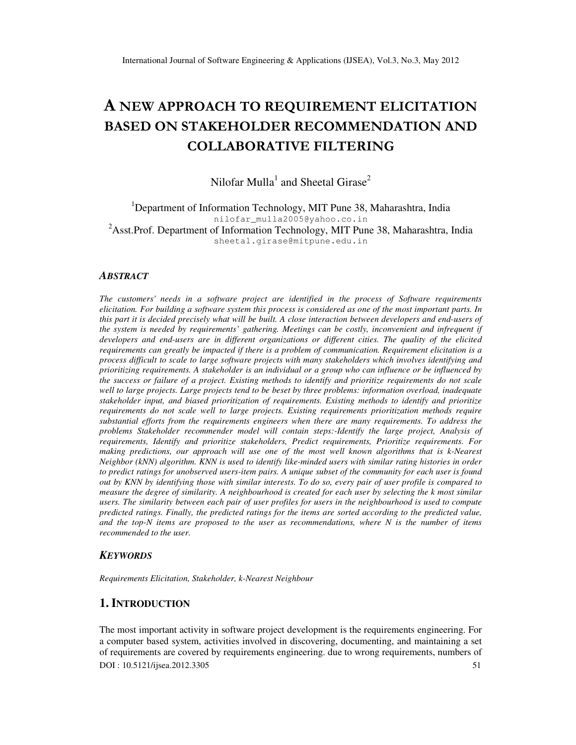# A NEW APPROACH TO REQUIREMENT ELICITATION BASED ON STAKEHOLDER RECOMMENDATION AND COLLABORATIVE FILTERING

Nilofar Mulla[1] and Sheetal Girase[2]

[1]Department of Information Technology, MIT Pune 38, Maharashtra, India
nilofar_mulla2005@yahoo.co.in

[2]Asst.Prof. Department of Information Technology, MIT Pune 38, Maharashtra, India
sheetal.girase@mitpune.edu.in

### ABSTRACT

*The customers' needs in a software project are identified in the process of Software requirements elicitation. For building a software system this process is considered as one of the most important parts. In this part it is decided precisely what will be built. A close interaction between developers and end-users of the system is needed by requirements' gathering. Meetings can be costly, inconvenient and infrequent if developers and end-users are in different organizations or different cities. The quality of the elicited requirements can greatly be impacted if there is a problem of communication. Requirement elicitation is a process difficult to scale to large software projects with many stakeholders which involves identifying and prioritizing requirements. A stakeholder is an individual or a group who can influence or be influenced by the success or failure of a project. Existing methods to identify and prioritize requirements do not scale well to large projects. Large projects tend to be beset by three problems: information overload, inadequate stakeholder input, and biased prioritization of requirements. Existing methods to identify and prioritize requirements do not scale well to large projects. Existing requirements prioritization methods require substantial efforts from the requirements engineers when there are many requirements. To address the problems Stakeholder recommender model will contain steps:-Identify the large project, Analysis of requirements, Identify and prioritize stakeholders, Predict requirements, Prioritize requirements. For making predictions, our approach will use one of the most well known algorithms that is k-Nearest Neighbor (kNN) algorithm. KNN is used to identify like-minded users with similar rating histories in order to predict ratings for unobserved users-item pairs. A unique subset of the community for each user is found out by KNN by identifying those with similar interests. To do so, every pair of user profile is compared to measure the degree of similarity. A neighbourhood is created for each user by selecting the k most similar users. The similarity between each pair of user profiles for users in the neighbourhood is used to compute predicted ratings. Finally, the predicted ratings for the items are sorted according to the predicted value, and the top-N items are proposed to the user as recommendations, where N is the number of items recommended to the user.*

### KEYWORDS

*Requirements Elicitation, Stakeholder, k-Nearest Neighbour*

## 1. INTRODUCTION

The most important activity in software project development is the requirements engineering. For a computer based system, activities involved in discovering, documenting, and maintaining a set of requirements are covered by requirements engineering. due to wrong requirements, numbers of

DOI : 10.5121/ijsea.2012.3305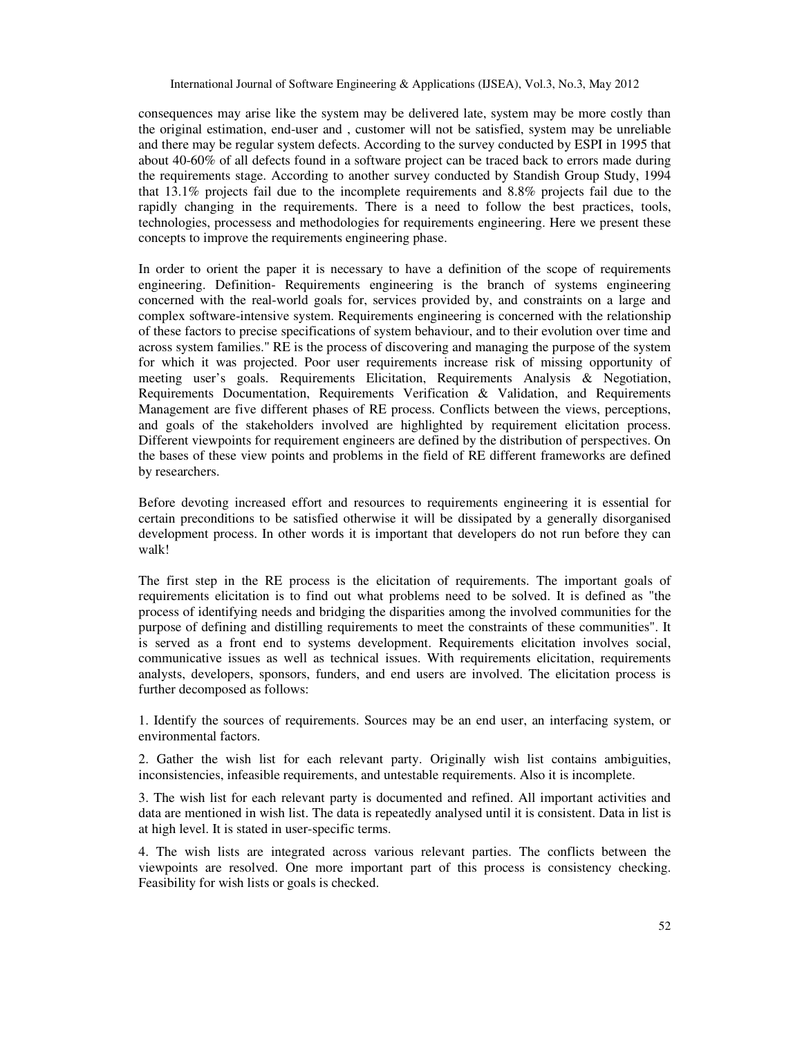consequences may arise like the system may be delivered late, system may be more costly than the original estimation, end-user and , customer will not be satisfied, system may be unreliable and there may be regular system defects. According to the survey conducted by ESPI in 1995 that about 40-60% of all defects found in a software project can be traced back to errors made during the requirements stage. According to another survey conducted by Standish Group Study, 1994 that 13.1% projects fail due to the incomplete requirements and 8.8% projects fail due to the rapidly changing in the requirements. There is a need to follow the best practices, tools, technologies, processess and methodologies for requirements engineering. Here we present these concepts to improve the requirements engineering phase.

In order to orient the paper it is necessary to have a definition of the scope of requirements engineering. Definition- Requirements engineering is the branch of systems engineering concerned with the real-world goals for, services provided by, and constraints on a large and complex software-intensive system. Requirements engineering is concerned with the relationship of these factors to precise specifications of system behaviour, and to their evolution over time and across system families." RE is the process of discovering and managing the purpose of the system for which it was projected. Poor user requirements increase risk of missing opportunity of meeting user's goals. Requirements Elicitation, Requirements Analysis & Negotiation, Requirements Documentation, Requirements Verification & Validation, and Requirements Management are five different phases of RE process. Conflicts between the views, perceptions, and goals of the stakeholders involved are highlighted by requirement elicitation process. Different viewpoints for requirement engineers are defined by the distribution of perspectives. On the bases of these view points and problems in the field of RE different frameworks are defined by researchers.

Before devoting increased effort and resources to requirements engineering it is essential for certain preconditions to be satisfied otherwise it will be dissipated by a generally disorganised development process. In other words it is important that developers do not run before they can walk!

The first step in the RE process is the elicitation of requirements. The important goals of requirements elicitation is to find out what problems need to be solved. It is defined as "the process of identifying needs and bridging the disparities among the involved communities for the purpose of defining and distilling requirements to meet the constraints of these communities". It is served as a front end to systems development. Requirements elicitation involves social, communicative issues as well as technical issues. With requirements elicitation, requirements analysts, developers, sponsors, funders, and end users are involved. The elicitation process is further decomposed as follows:

1. Identify the sources of requirements. Sources may be an end user, an interfacing system, or environmental factors.

2. Gather the wish list for each relevant party. Originally wish list contains ambiguities, inconsistencies, infeasible requirements, and untestable requirements. Also it is incomplete.

3. The wish list for each relevant party is documented and refined. All important activities and data are mentioned in wish list. The data is repeatedly analysed until it is consistent. Data in list is at high level. It is stated in user-specific terms.

4. The wish lists are integrated across various relevant parties. The conflicts between the viewpoints are resolved. One more important part of this process is consistency checking. Feasibility for wish lists or goals is checked.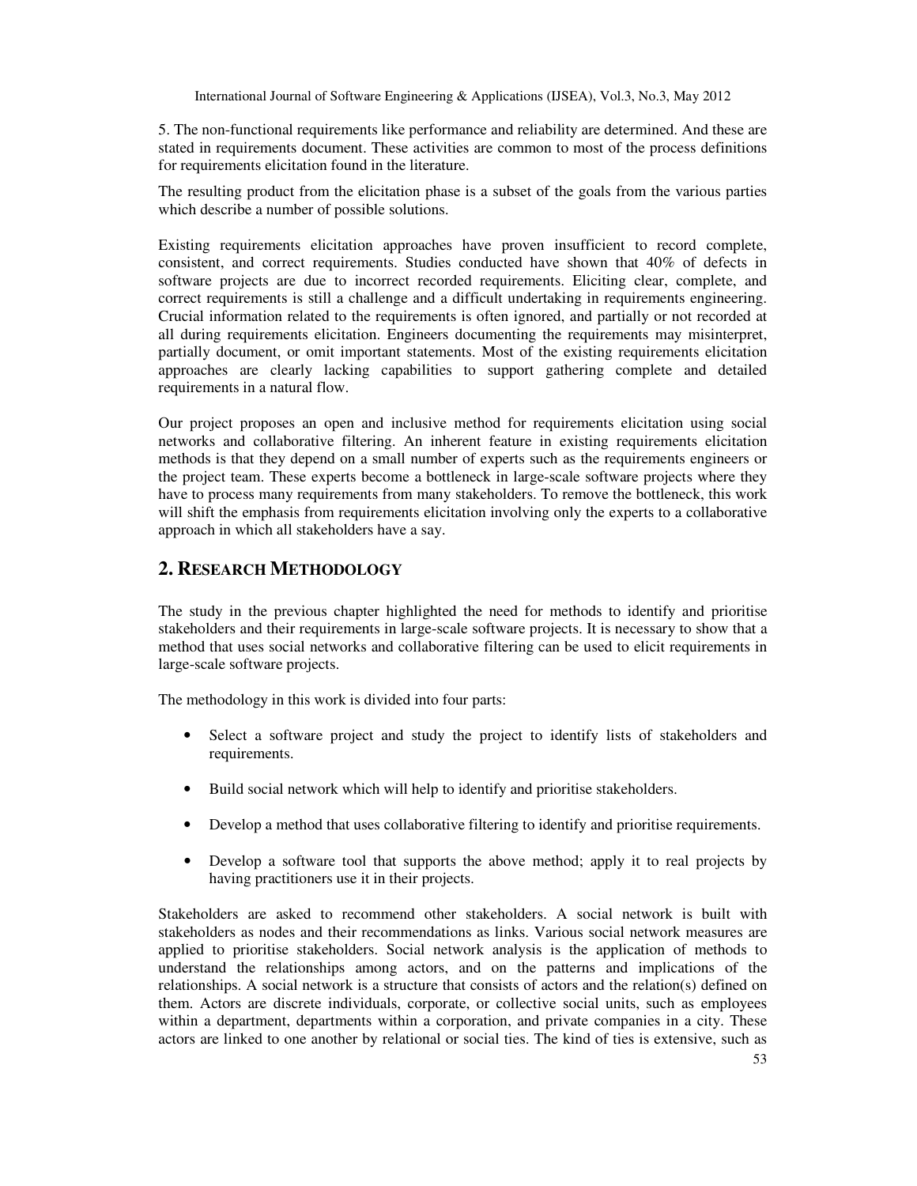5. The non-functional requirements like performance and reliability are determined. And these are stated in requirements document. These activities are common to most of the process definitions for requirements elicitation found in the literature.

The resulting product from the elicitation phase is a subset of the goals from the various parties which describe a number of possible solutions.

Existing requirements elicitation approaches have proven insufficient to record complete, consistent, and correct requirements. Studies conducted have shown that 40% of defects in software projects are due to incorrect recorded requirements. Eliciting clear, complete, and correct requirements is still a challenge and a difficult undertaking in requirements engineering. Crucial information related to the requirements is often ignored, and partially or not recorded at all during requirements elicitation. Engineers documenting the requirements may misinterpret, partially document, or omit important statements. Most of the existing requirements elicitation approaches are clearly lacking capabilities to support gathering complete and detailed requirements in a natural flow.

Our project proposes an open and inclusive method for requirements elicitation using social networks and collaborative filtering. An inherent feature in existing requirements elicitation methods is that they depend on a small number of experts such as the requirements engineers or the project team. These experts become a bottleneck in large-scale software projects where they have to process many requirements from many stakeholders. To remove the bottleneck, this work will shift the emphasis from requirements elicitation involving only the experts to a collaborative approach in which all stakeholders have a say.

## 2. Research Methodology

The study in the previous chapter highlighted the need for methods to identify and prioritise stakeholders and their requirements in large-scale software projects. It is necessary to show that a method that uses social networks and collaborative filtering can be used to elicit requirements in large-scale software projects.

The methodology in this work is divided into four parts:

- Select a software project and study the project to identify lists of stakeholders and requirements.
- Build social network which will help to identify and prioritise stakeholders.
- Develop a method that uses collaborative filtering to identify and prioritise requirements.
- Develop a software tool that supports the above method; apply it to real projects by having practitioners use it in their projects.

Stakeholders are asked to recommend other stakeholders. A social network is built with stakeholders as nodes and their recommendations as links. Various social network measures are applied to prioritise stakeholders. Social network analysis is the application of methods to understand the relationships among actors, and on the patterns and implications of the relationships. A social network is a structure that consists of actors and the relation(s) defined on them. Actors are discrete individuals, corporate, or collective social units, such as employees within a department, departments within a corporation, and private companies in a city. These actors are linked to one another by relational or social ties. The kind of ties is extensive, such as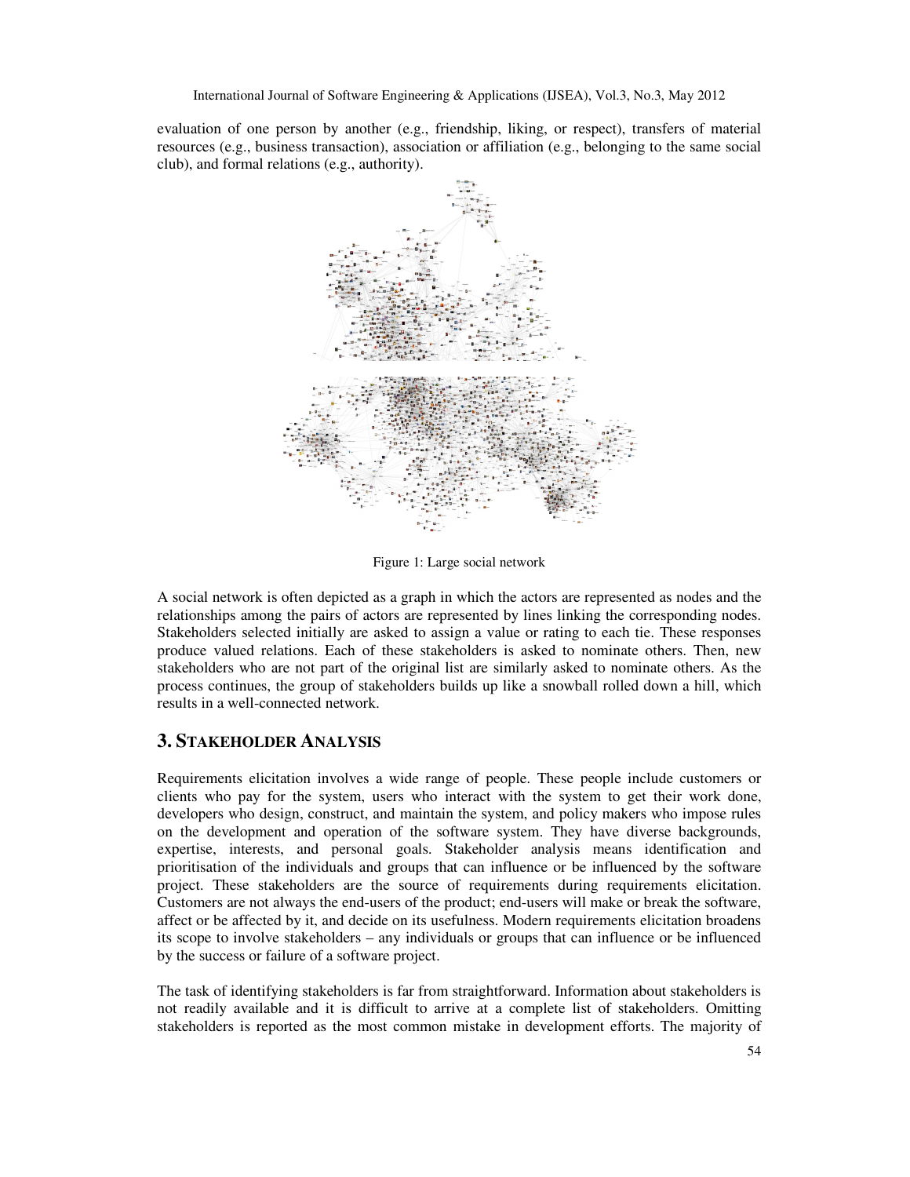evaluation of one person by another (e.g., friendship, liking, or respect), transfers of material resources (e.g., business transaction), association or affiliation (e.g., belonging to the same social club), and formal relations (e.g., authority).

Figure 1: Large social network

A social network is often depicted as a graph in which the actors are represented as nodes and the relationships among the pairs of actors are represented by lines linking the corresponding nodes. Stakeholders selected initially are asked to assign a value or rating to each tie. These responses produce valued relations. Each of these stakeholders is asked to nominate others. Then, new stakeholders who are not part of the original list are similarly asked to nominate others. As the process continues, the group of stakeholders builds up like a snowball rolled down a hill, which results in a well-connected network.

## 3. STAKEHOLDER ANALYSIS

Requirements elicitation involves a wide range of people. These people include customers or clients who pay for the system, users who interact with the system to get their work done, developers who design, construct, and maintain the system, and policy makers who impose rules on the development and operation of the software system. They have diverse backgrounds, expertise, interests, and personal goals. Stakeholder analysis means identification and prioritisation of the individuals and groups that can influence or be influenced by the software project. These stakeholders are the source of requirements during requirements elicitation. Customers are not always the end-users of the product; end-users will make or break the software, affect or be affected by it, and decide on its usefulness. Modern requirements elicitation broadens its scope to involve stakeholders – any individuals or groups that can influence or be influenced by the success or failure of a software project.

The task of identifying stakeholders is far from straightforward. Information about stakeholders is not readily available and it is difficult to arrive at a complete list of stakeholders. Omitting stakeholders is reported as the most common mistake in development efforts. The majority of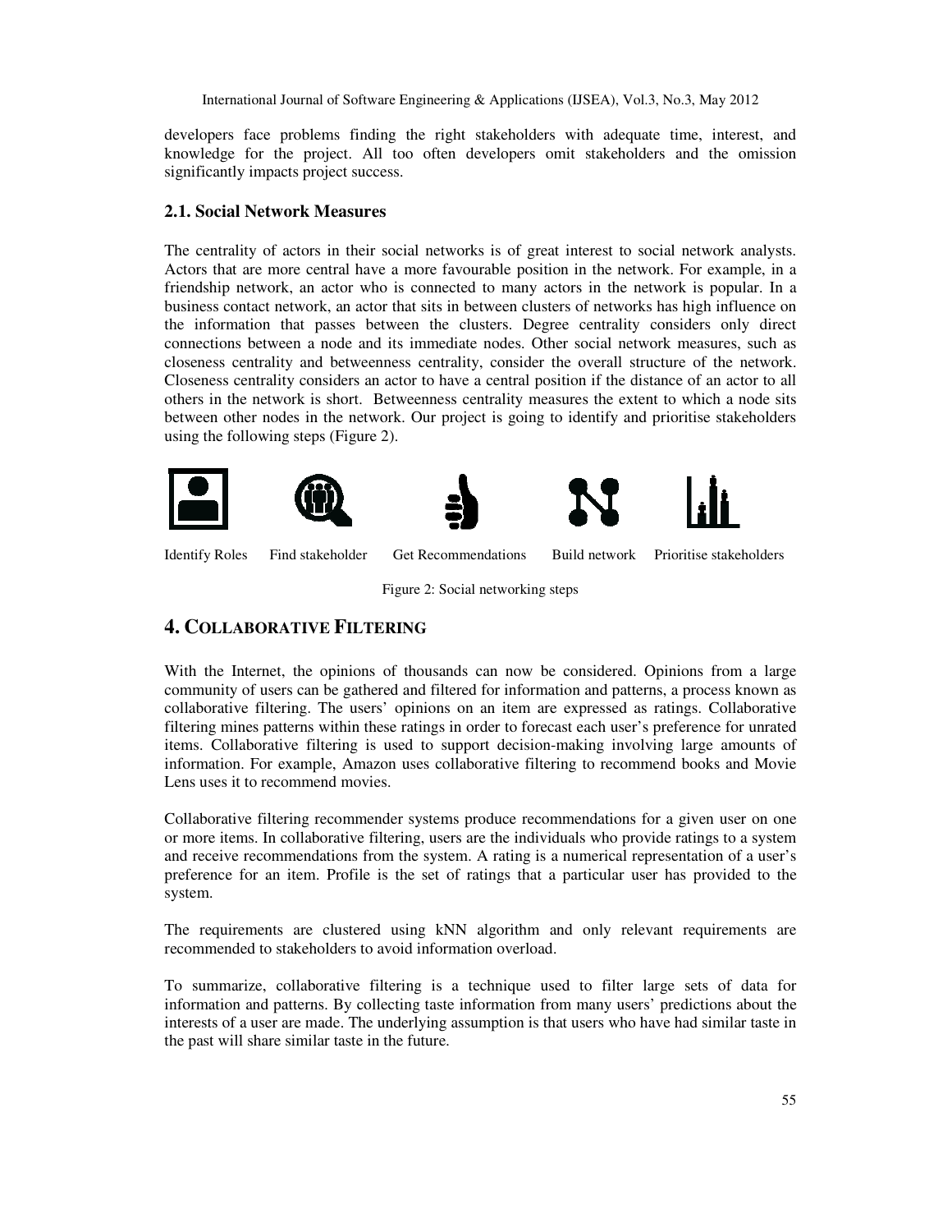developers face problems finding the right stakeholders with adequate time, interest, and knowledge for the project. All too often developers omit stakeholders and the omission significantly impacts project success.

### 2.1. Social Network Measures

The centrality of actors in their social networks is of great interest to social network analysts. Actors that are more central have a more favourable position in the network. For example, in a friendship network, an actor who is connected to many actors in the network is popular. In a business contact network, an actor that sits in between clusters of networks has high influence on the information that passes between the clusters. Degree centrality considers only direct connections between a node and its immediate nodes. Other social network measures, such as closeness centrality and betweenness centrality, consider the overall structure of the network. Closeness centrality considers an actor to have a central position if the distance of an actor to all others in the network is short. Betweenness centrality measures the extent to which a node sits between other nodes in the network. Our project is going to identify and prioritise stakeholders using the following steps (Figure 2).

Identify Roles Find stakeholder Get Recommendations Build network Prioritise stakeholders

Figure 2: Social networking steps

## 4. COLLABORATIVE FILTERING

With the Internet, the opinions of thousands can now be considered. Opinions from a large community of users can be gathered and filtered for information and patterns, a process known as collaborative filtering. The users' opinions on an item are expressed as ratings. Collaborative filtering mines patterns within these ratings in order to forecast each user's preference for unrated items. Collaborative filtering is used to support decision-making involving large amounts of information. For example, Amazon uses collaborative filtering to recommend books and Movie Lens uses it to recommend movies.

Collaborative filtering recommender systems produce recommendations for a given user on one or more items. In collaborative filtering, users are the individuals who provide ratings to a system and receive recommendations from the system. A rating is a numerical representation of a user's preference for an item. Profile is the set of ratings that a particular user has provided to the system.

The requirements are clustered using kNN algorithm and only relevant requirements are recommended to stakeholders to avoid information overload.

To summarize, collaborative filtering is a technique used to filter large sets of data for information and patterns. By collecting taste information from many users' predictions about the interests of a user are made. The underlying assumption is that users who have had similar taste in the past will share similar taste in the future.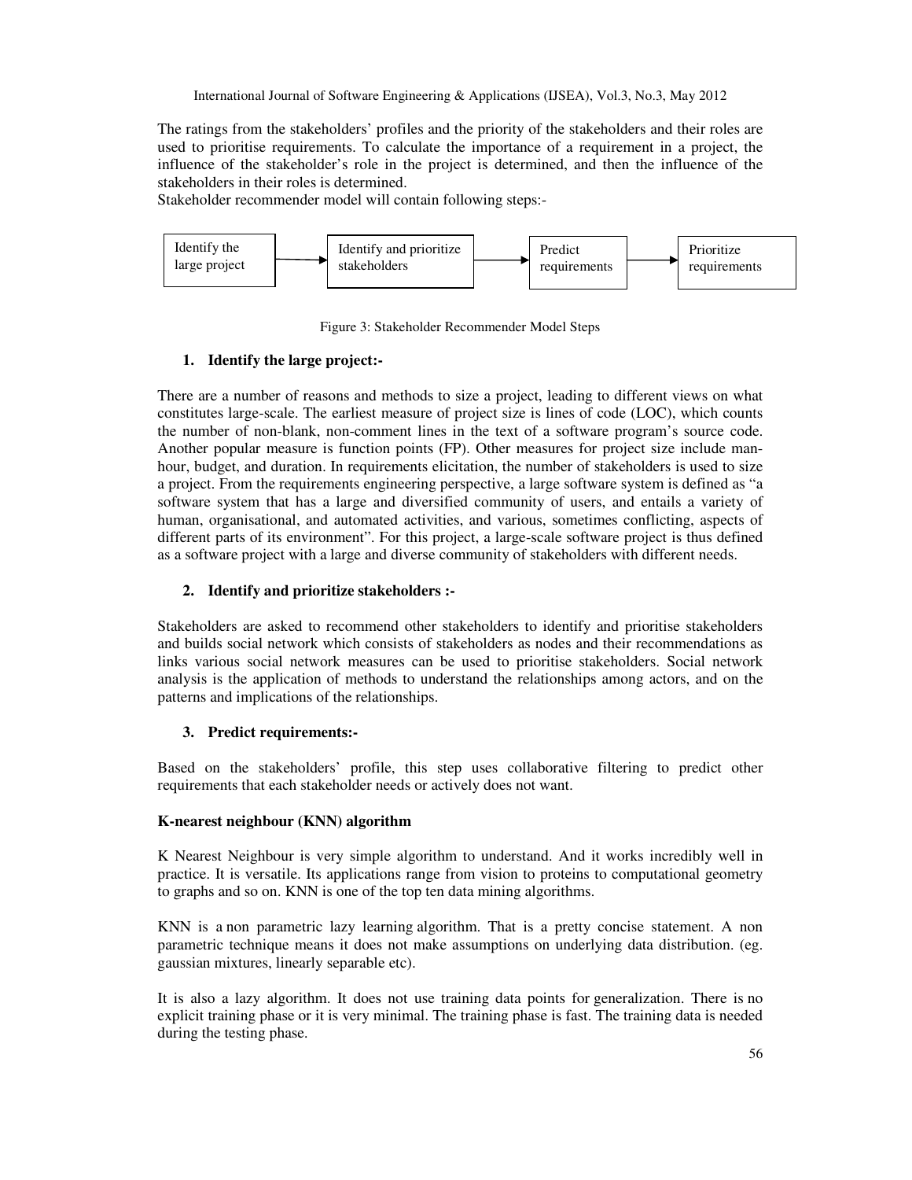The ratings from the stakeholders' profiles and the priority of the stakeholders and their roles are used to prioritise requirements. To calculate the importance of a requirement in a project, the influence of the stakeholder's role in the project is determined, and then the influence of the stakeholders in their roles is determined.

Stakeholder recommender model will contain following steps:-

Identify the large project → Identify and prioritize stakeholders → Predict requirements → Prioritize requirements

Figure 3: Stakeholder Recommender Model Steps

**1. Identify the large project:-**

There are a number of reasons and methods to size a project, leading to different views on what constitutes large-scale. The earliest measure of project size is lines of code (LOC), which counts the number of non-blank, non-comment lines in the text of a software program's source code. Another popular measure is function points (FP). Other measures for project size include man-hour, budget, and duration. In requirements elicitation, the number of stakeholders is used to size a project. From the requirements engineering perspective, a large software system is defined as "a software system that has a large and diversified community of users, and entails a variety of human, organisational, and automated activities, and various, sometimes conflicting, aspects of different parts of its environment". For this project, a large-scale software project is thus defined as a software project with a large and diverse community of stakeholders with different needs.

**2. Identify and prioritize stakeholders :-**

Stakeholders are asked to recommend other stakeholders to identify and prioritise stakeholders and builds social network which consists of stakeholders as nodes and their recommendations as links various social network measures can be used to prioritise stakeholders. Social network analysis is the application of methods to understand the relationships among actors, and on the patterns and implications of the relationships.

**3. Predict requirements:-**

Based on the stakeholders' profile, this step uses collaborative filtering to predict other requirements that each stakeholder needs or actively does not want.

**K-nearest neighbour (KNN) algorithm**

K Nearest Neighbour is very simple algorithm to understand. And it works incredibly well in practice. It is versatile. Its applications range from vision to proteins to computational geometry to graphs and so on. KNN is one of the top ten data mining algorithms.

KNN is a non parametric lazy learning algorithm. That is a pretty concise statement. A non parametric technique means it does not make assumptions on underlying data distribution. (eg. gaussian mixtures, linearly separable etc).

It is also a lazy algorithm. It does not use training data points for generalization. There is no explicit training phase or it is very minimal. The training phase is fast. The training data is needed during the testing phase.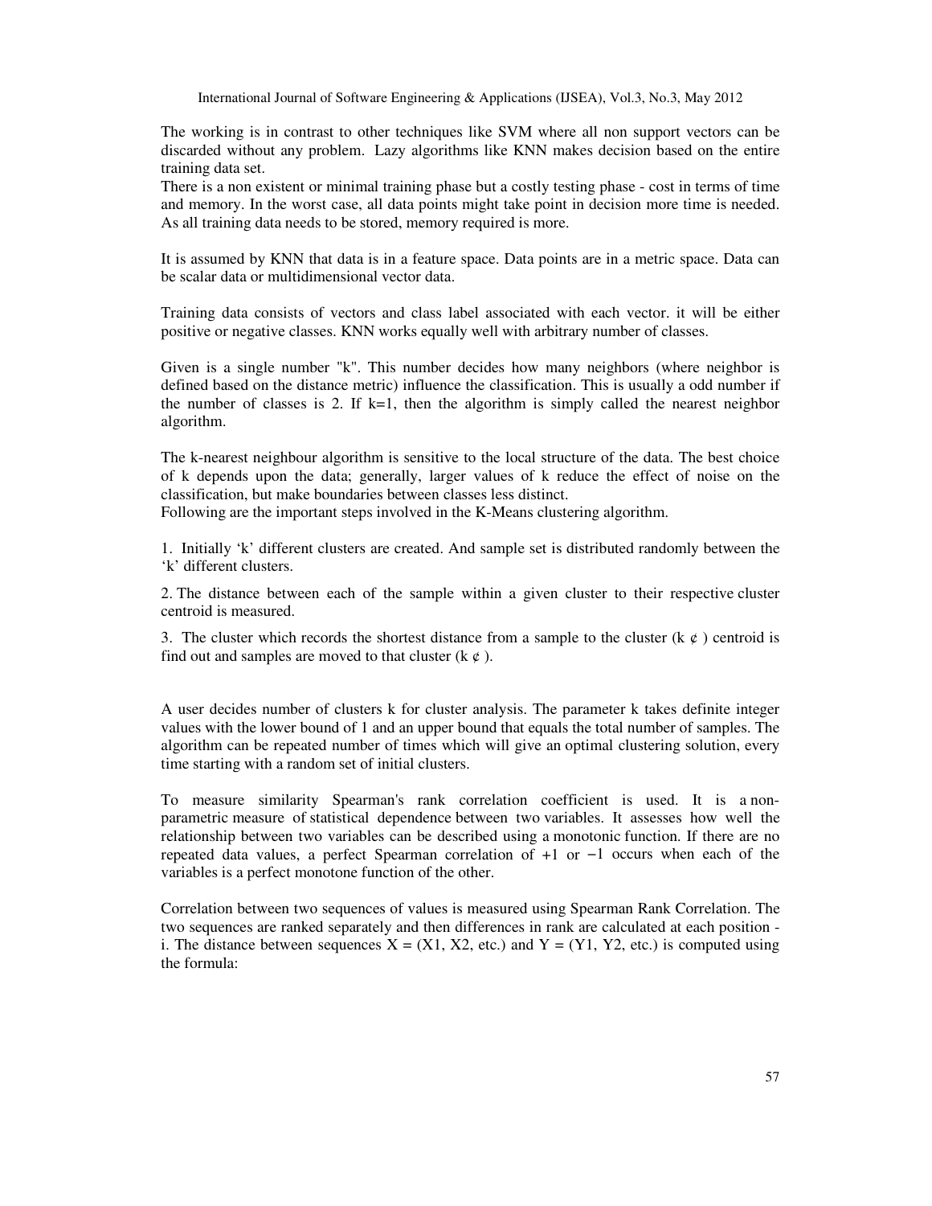The working is in contrast to other techniques like SVM where all non support vectors can be discarded without any problem. Lazy algorithms like KNN makes decision based on the entire training data set.
There is a non existent or minimal training phase but a costly testing phase - cost in terms of time and memory. In the worst case, all data points might take point in decision more time is needed. As all training data needs to be stored, memory required is more.

It is assumed by KNN that data is in a feature space. Data points are in a metric space. Data can be scalar data or multidimensional vector data.

Training data consists of vectors and class label associated with each vector. it will be either positive or negative classes. KNN works equally well with arbitrary number of classes.

Given is a single number "k". This number decides how many neighbors (where neighbor is defined based on the distance metric) influence the classification. This is usually a odd number if the number of classes is 2. If k=1, then the algorithm is simply called the nearest neighbor algorithm.

The k-nearest neighbour algorithm is sensitive to the local structure of the data. The best choice of k depends upon the data; generally, larger values of k reduce the effect of noise on the classification, but make boundaries between classes less distinct.
Following are the important steps involved in the K-Means clustering algorithm.

1. Initially 'k' different clusters are created. And sample set is distributed randomly between the 'k' different clusters.

2. The distance between each of the sample within a given cluster to their respective cluster centroid is measured.

3. The cluster which records the shortest distance from a sample to the cluster (k ¢ ) centroid is find out and samples are moved to that cluster (k ¢ ).

A user decides number of clusters k for cluster analysis. The parameter k takes definite integer values with the lower bound of 1 and an upper bound that equals the total number of samples. The algorithm can be repeated number of times which will give an optimal clustering solution, every time starting with a random set of initial clusters.

To measure similarity Spearman's rank correlation coefficient is used. It is a non-parametric measure of statistical dependence between two variables. It assesses how well the relationship between two variables can be described using a monotonic function. If there are no repeated data values, a perfect Spearman correlation of +1 or −1 occurs when each of the variables is a perfect monotone function of the other.

Correlation between two sequences of values is measured using Spearman Rank Correlation. The two sequences are ranked separately and then differences in rank are calculated at each position - i. The distance between sequences X = (X1, X2, etc.) and Y = (Y1, Y2, etc.) is computed using the formula: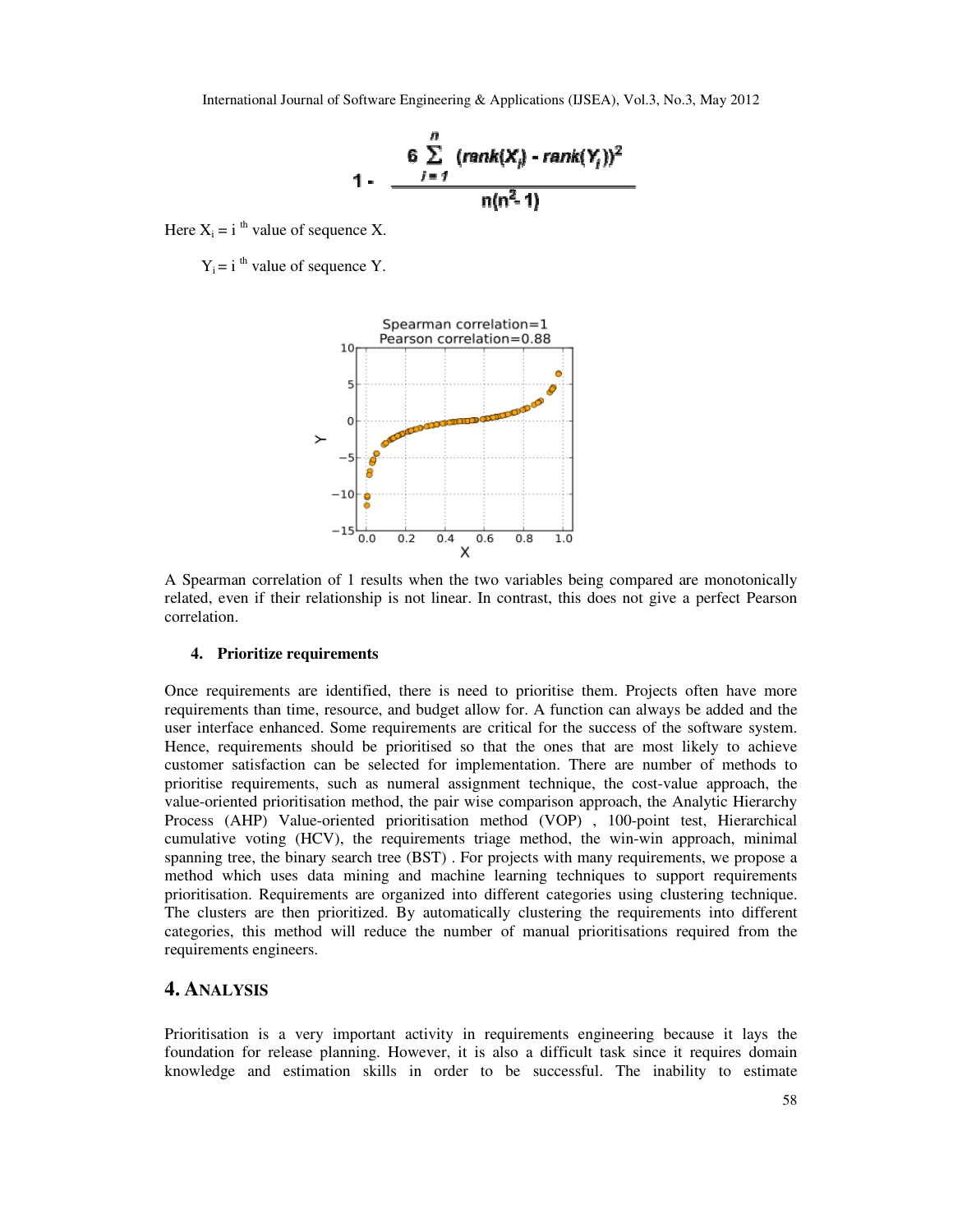$$1 - \frac{6 \sum_{i=1}^{n} (rank(X_i) - rank(Y_i))^2}{n(n^2 - 1)}$$

Here $X_i$ = i [th] value of sequence X.

$Y_i$ = i [th] value of sequence Y.

A Spearman correlation of 1 results when the two variables being compared are monotonically related, even if their relationship is not linear. In contrast, this does not give a perfect Pearson correlation.

**4. Prioritize requirements**

Once requirements are identified, there is need to prioritise them. Projects often have more requirements than time, resource, and budget allow for. A function can always be added and the user interface enhanced. Some requirements are critical for the success of the software system. Hence, requirements should be prioritised so that the ones that are most likely to achieve customer satisfaction can be selected for implementation. There are number of methods to prioritise requirements, such as numeral assignment technique, the cost-value approach, the value-oriented prioritisation method, the pair wise comparison approach, the Analytic Hierarchy Process (AHP) Value-oriented prioritisation method (VOP) , 100-point test, Hierarchical cumulative voting (HCV), the requirements triage method, the win-win approach, minimal spanning tree, the binary search tree (BST) . For projects with many requirements, we propose a method which uses data mining and machine learning techniques to support requirements prioritisation. Requirements are organized into different categories using clustering technique. The clusters are then prioritized. By automatically clustering the requirements into different categories, this method will reduce the number of manual prioritisations required from the requirements engineers.

## 4. ANALYSIS

Prioritisation is a very important activity in requirements engineering because it lays the foundation for release planning. However, it is also a difficult task since it requires domain knowledge and estimation skills in order to be successful. The inability to estimate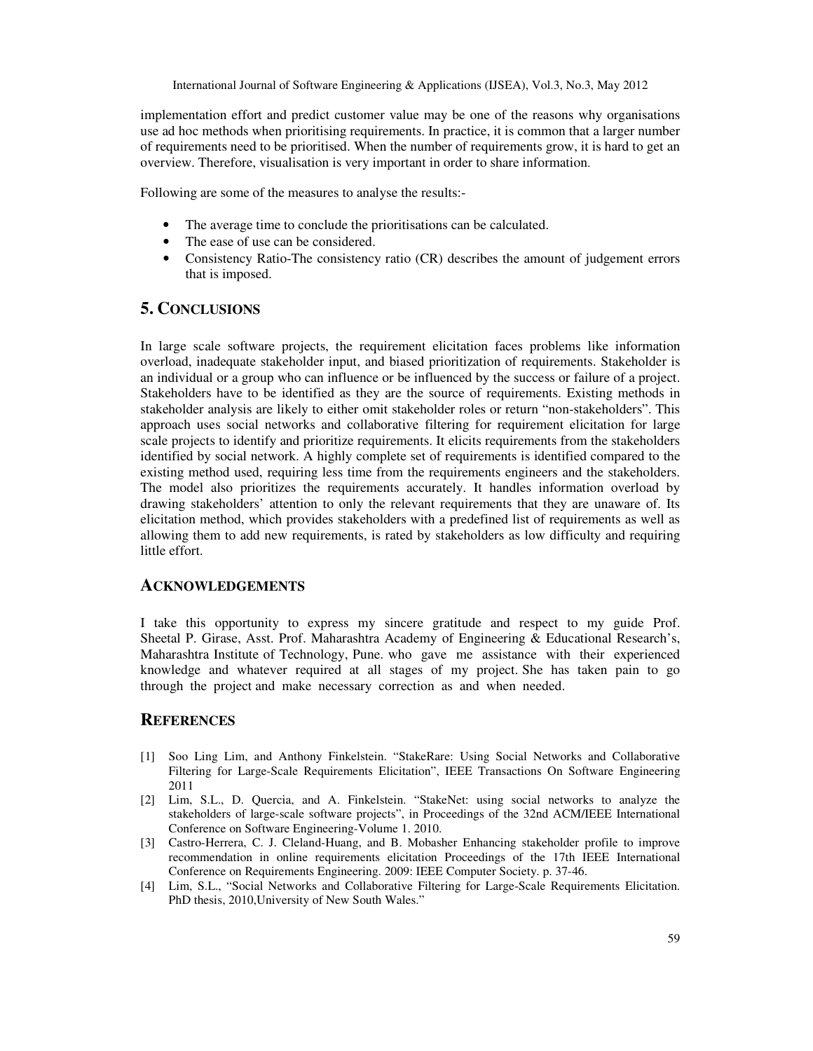implementation effort and predict customer value may be one of the reasons why organisations use ad hoc methods when prioritising requirements. In practice, it is common that a larger number of requirements need to be prioritised. When the number of requirements grow, it is hard to get an overview. Therefore, visualisation is very important in order to share information.

Following are some of the measures to analyse the results:-

- The average time to conclude the prioritisations can be calculated.
- The ease of use can be considered.
- Consistency Ratio-The consistency ratio (CR) describes the amount of judgement errors that is imposed.

## 5. CONCLUSIONS

In large scale software projects, the requirement elicitation faces problems like information overload, inadequate stakeholder input, and biased prioritization of requirements. Stakeholder is an individual or a group who can influence or be influenced by the success or failure of a project. Stakeholders have to be identified as they are the source of requirements. Existing methods in stakeholder analysis are likely to either omit stakeholder roles or return "non-stakeholders". This approach uses social networks and collaborative filtering for requirement elicitation for large scale projects to identify and prioritize requirements. It elicits requirements from the stakeholders identified by social network. A highly complete set of requirements is identified compared to the existing method used, requiring less time from the requirements engineers and the stakeholders. The model also prioritizes the requirements accurately. It handles information overload by drawing stakeholders' attention to only the relevant requirements that they are unaware of. Its elicitation method, which provides stakeholders with a predefined list of requirements as well as allowing them to add new requirements, is rated by stakeholders as low difficulty and requiring little effort.

## ACKNOWLEDGEMENTS

I take this opportunity to express my sincere gratitude and respect to my guide Prof. Sheetal P. Girase, Asst. Prof. Maharashtra Academy of Engineering & Educational Research's, Maharashtra Institute of Technology, Pune. who gave me assistance with their experienced knowledge and whatever required at all stages of my project. She has taken pain to go through the project and make necessary correction as and when needed.

## REFERENCES

[1] Soo Ling Lim, and Anthony Finkelstein. "StakeRare: Using Social Networks and Collaborative Filtering for Large-Scale Requirements Elicitation", IEEE Transactions On Software Engineering 2011

[2] Lim, S.L., D. Quercia, and A. Finkelstein. "StakeNet: using social networks to analyze the stakeholders of large-scale software projects", in Proceedings of the 32nd ACM/IEEE International Conference on Software Engineering-Volume 1. 2010.

[3] Castro-Herrera, C. J. Cleland-Huang, and B. Mobasher Enhancing stakeholder profile to improve recommendation in online requirements elicitation Proceedings of the 17th IEEE International Conference on Requirements Engineering. 2009: IEEE Computer Society. p. 37-46.

[4] Lim, S.L., "Social Networks and Collaborative Filtering for Large-Scale Requirements Elicitation. PhD thesis, 2010,University of New South Wales."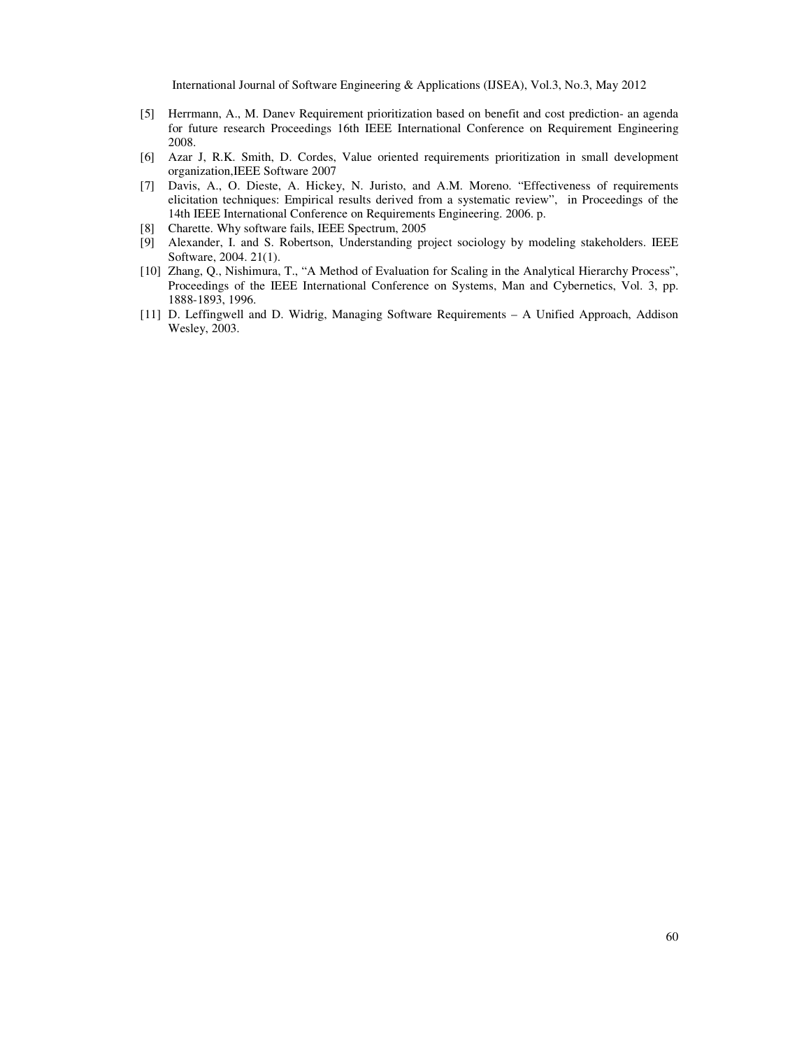[5] Herrmann, A., M. Danev Requirement prioritization based on benefit and cost prediction- an agenda for future research Proceedings 16th IEEE International Conference on Requirement Engineering 2008.

[6] Azar J, R.K. Smith, D. Cordes, Value oriented requirements prioritization in small development organization,IEEE Software 2007

[7] Davis, A., O. Dieste, A. Hickey, N. Juristo, and A.M. Moreno. "Effectiveness of requirements elicitation techniques: Empirical results derived from a systematic review", in Proceedings of the 14th IEEE International Conference on Requirements Engineering. 2006. p.

[8] Charette. Why software fails, IEEE Spectrum, 2005

[9] Alexander, I. and S. Robertson, Understanding project sociology by modeling stakeholders. IEEE Software, 2004. 21(1).

[10] Zhang, Q., Nishimura, T., "A Method of Evaluation for Scaling in the Analytical Hierarchy Process", Proceedings of the IEEE International Conference on Systems, Man and Cybernetics, Vol. 3, pp. 1888-1893, 1996.

[11] D. Leffingwell and D. Widrig, Managing Software Requirements – A Unified Approach, Addison Wesley, 2003.